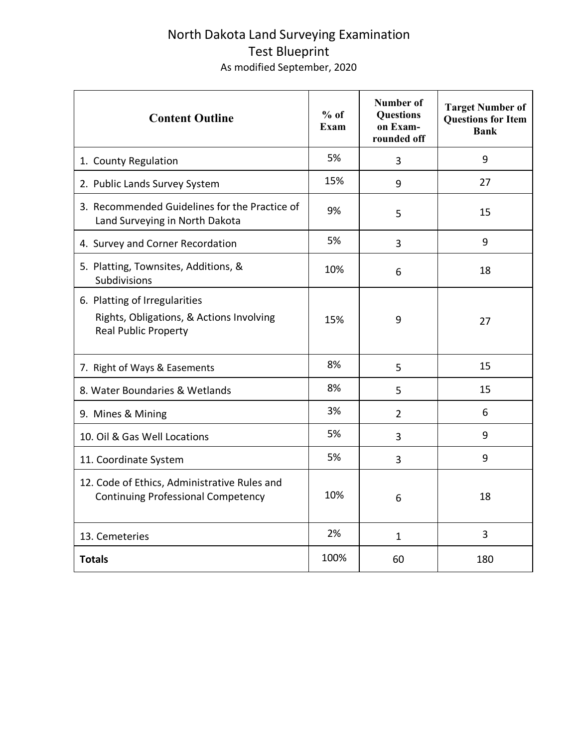# North Dakota Land Surveying Examination
## Test Blueprint
As modified September, 2020

| Content Outline | % of Exam | Number of Questions on Exam-rounded off | Target Number of Questions for Item Bank |
|---|---|---|---|
| 1. County Regulation | 5% | 3 | 9 |
| 2. Public Lands Survey System | 15% | 9 | 27 |
| 3. Recommended Guidelines for the Practice of Land Surveying in North Dakota | 9% | 5 | 15 |
| 4. Survey and Corner Recordation | 5% | 3 | 9 |
| 5. Platting, Townsites, Additions, & Subdivisions | 10% | 6 | 18 |
| 6. Platting of Irregularities<br>Rights, Obligations, & Actions Involving Real Public Property | 15% | 9 | 27 |
| 7. Right of Ways & Easements | 8% | 5 | 15 |
| 8. Water Boundaries & Wetlands | 8% | 5 | 15 |
| 9. Mines & Mining | 3% | 2 | 6 |
| 10. Oil & Gas Well Locations | 5% | 3 | 9 |
| 11. Coordinate System | 5% | 3 | 9 |
| 12. Code of Ethics, Administrative Rules and Continuing Professional Competency | 10% | 6 | 18 |
| 13. Cemeteries | 2% | 1 | 3 |
| **Totals** | 100% | 60 | 180 |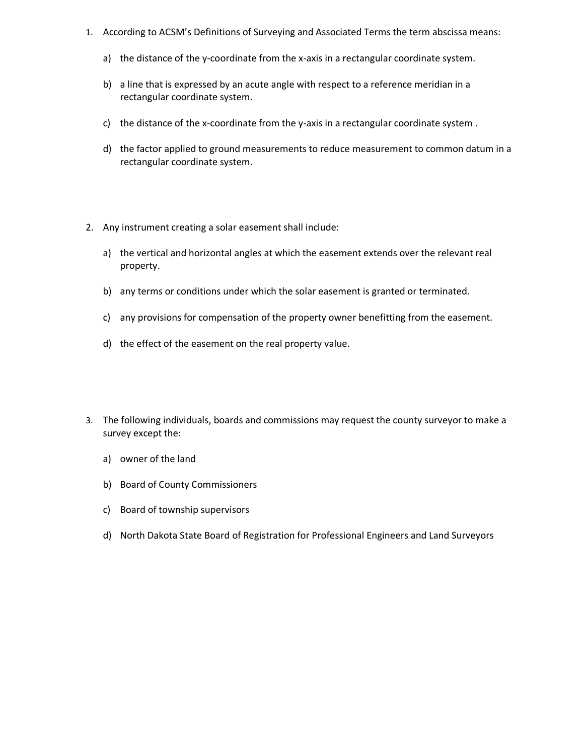1. According to ACSM's Definitions of Surveying and Associated Terms the term abscissa means:

   a) the distance of the y-coordinate from the x-axis in a rectangular coordinate system.

   b) a line that is expressed by an acute angle with respect to a reference meridian in a rectangular coordinate system.

   c) the distance of the x-coordinate from the y-axis in a rectangular coordinate system .

   d) the factor applied to ground measurements to reduce measurement to common datum in a rectangular coordinate system.

2. Any instrument creating a solar easement shall include:

   a) the vertical and horizontal angles at which the easement extends over the relevant real property.

   b) any terms or conditions under which the solar easement is granted or terminated.

   c) any provisions for compensation of the property owner benefitting from the easement.

   d) the effect of the easement on the real property value.

3. The following individuals, boards and commissions may request the county surveyor to make a survey except the:

   a) owner of the land

   b) Board of County Commissioners

   c) Board of township supervisors

   d) North Dakota State Board of Registration for Professional Engineers and Land Surveyors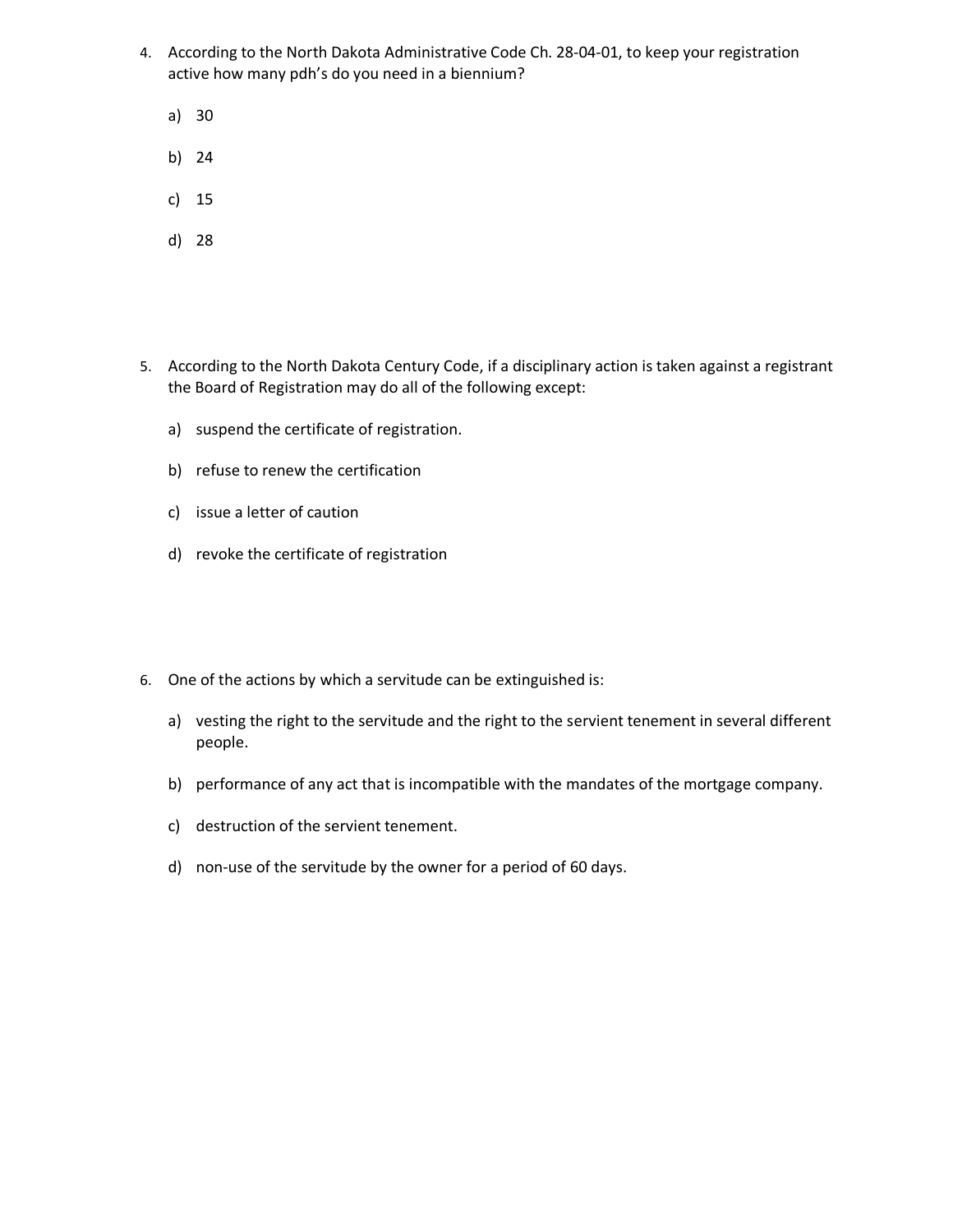4. According to the North Dakota Administrative Code Ch. 28-04-01, to keep your registration active how many pdh's do you need in a biennium?

   a) 30

   b) 24

   c) 15

   d) 28

5. According to the North Dakota Century Code, if a disciplinary action is taken against a registrant the Board of Registration may do all of the following except:

   a) suspend the certificate of registration.

   b) refuse to renew the certification

   c) issue a letter of caution

   d) revoke the certificate of registration

6. One of the actions by which a servitude can be extinguished is:

   a) vesting the right to the servitude and the right to the servient tenement in several different people.

   b) performance of any act that is incompatible with the mandates of the mortgage company.

   c) destruction of the servient tenement.

   d) non-use of the servitude by the owner for a period of 60 days.